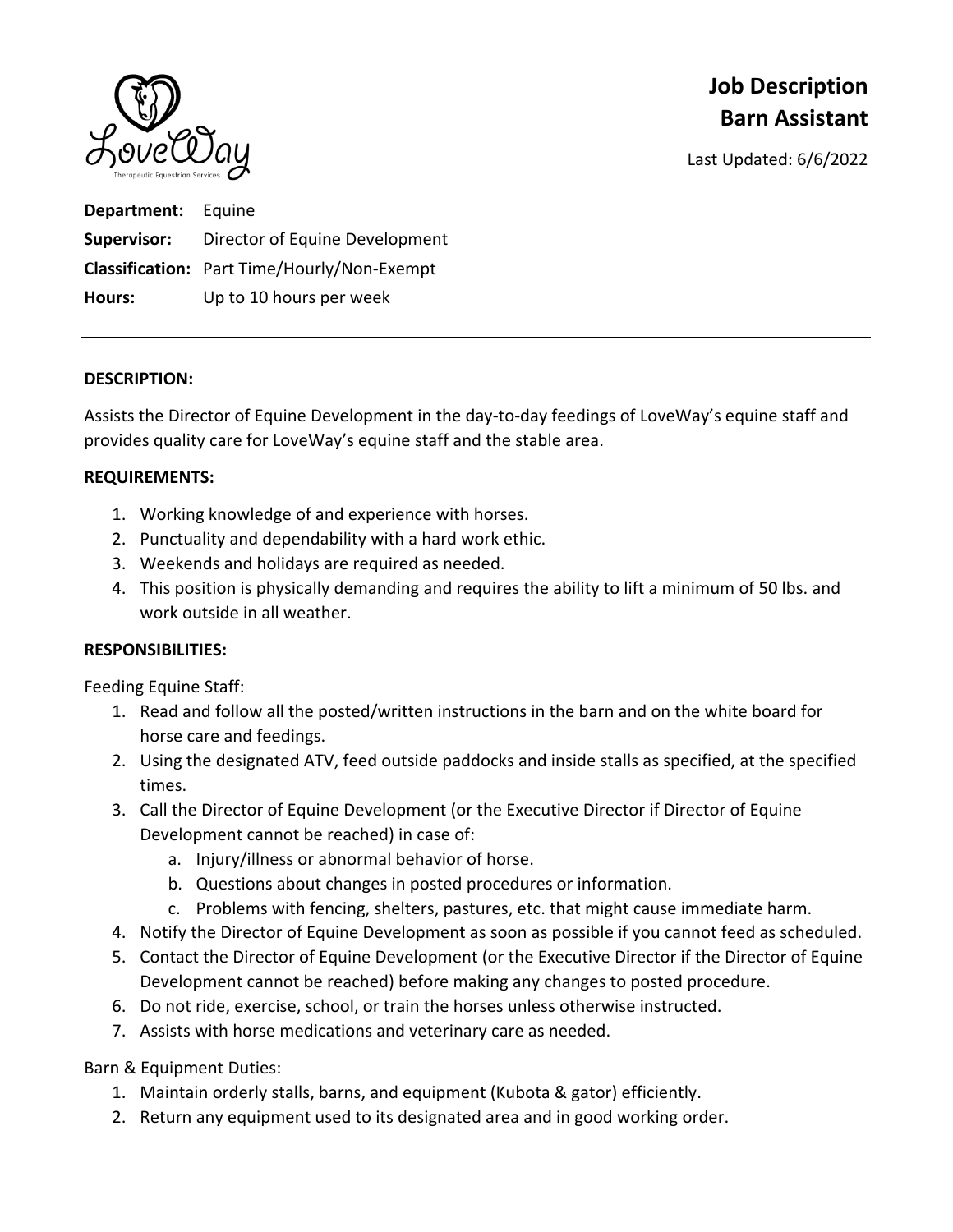# Job Description
# Barn Assistant

Last Updated: 6/6/2022

**Department:** Equine
**Supervisor:** Director of Equine Development
**Classification:** Part Time/Hourly/Non-Exempt
**Hours:** Up to 10 hours per week

---

**DESCRIPTION:**

Assists the Director of Equine Development in the day-to-day feedings of LoveWay's equine staff and provides quality care for LoveWay's equine staff and the stable area.

**REQUIREMENTS:**

1. Working knowledge of and experience with horses.
2. Punctuality and dependability with a hard work ethic.
3. Weekends and holidays are required as needed.
4. This position is physically demanding and requires the ability to lift a minimum of 50 lbs. and work outside in all weather.

**RESPONSIBILITIES:**

Feeding Equine Staff:

1. Read and follow all the posted/written instructions in the barn and on the white board for horse care and feedings.
2. Using the designated ATV, feed outside paddocks and inside stalls as specified, at the specified times.
3. Call the Director of Equine Development (or the Executive Director if Director of Equine Development cannot be reached) in case of:
   a. Injury/illness or abnormal behavior of horse.
   b. Questions about changes in posted procedures or information.
   c. Problems with fencing, shelters, pastures, etc. that might cause immediate harm.
4. Notify the Director of Equine Development as soon as possible if you cannot feed as scheduled.
5. Contact the Director of Equine Development (or the Executive Director if the Director of Equine Development cannot be reached) before making any changes to posted procedure.
6. Do not ride, exercise, school, or train the horses unless otherwise instructed.
7. Assists with horse medications and veterinary care as needed.

Barn & Equipment Duties:

1. Maintain orderly stalls, barns, and equipment (Kubota & gator) efficiently.
2. Return any equipment used to its designated area and in good working order.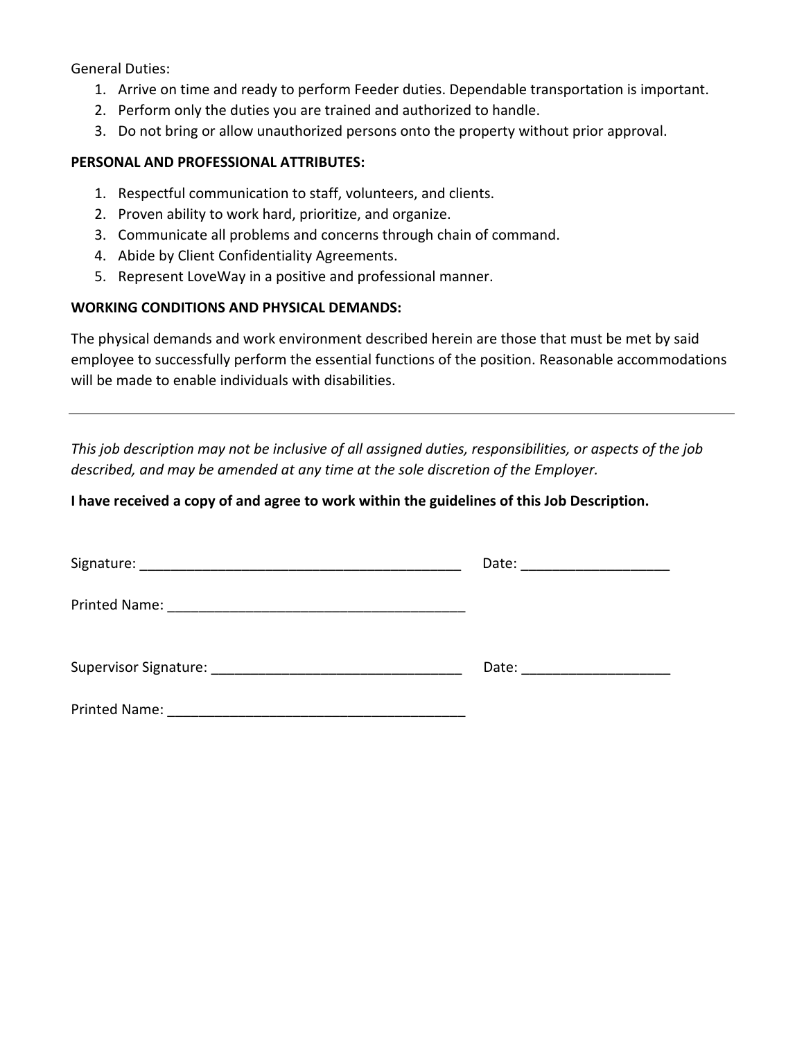General Duties:

1. Arrive on time and ready to perform Feeder duties. Dependable transportation is important.
2. Perform only the duties you are trained and authorized to handle.
3. Do not bring or allow unauthorized persons onto the property without prior approval.

**PERSONAL AND PROFESSIONAL ATTRIBUTES:**

1. Respectful communication to staff, volunteers, and clients.
2. Proven ability to work hard, prioritize, and organize.
3. Communicate all problems and concerns through chain of command.
4. Abide by Client Confidentiality Agreements.
5. Represent LoveWay in a positive and professional manner.

**WORKING CONDITIONS AND PHYSICAL DEMANDS:**

The physical demands and work environment described herein are those that must be met by said employee to successfully perform the essential functions of the position. Reasonable accommodations will be made to enable individuals with disabilities.

---

*This job description may not be inclusive of all assigned duties, responsibilities, or aspects of the job described, and may be amended at any time at the sole discretion of the Employer.*

**I have received a copy of and agree to work within the guidelines of this Job Description.**

Signature: __________________________________________ Date: ___________________

Printed Name: _______________________________________

Supervisor Signature: ________________________________ Date: ___________________

Printed Name: _______________________________________